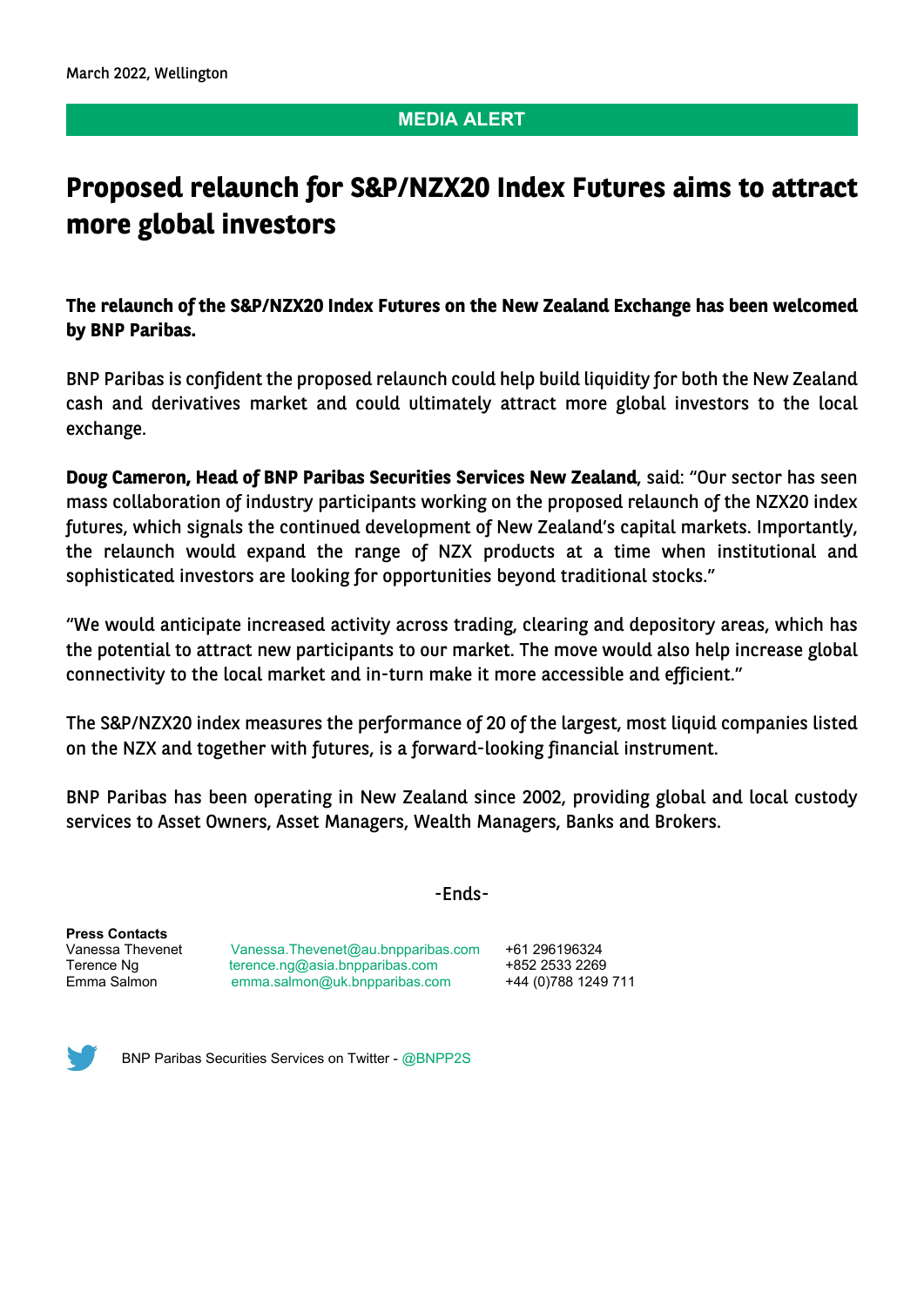March 2022, Wellington

**MEDIA ALERT**

# Proposed relaunch for S&P/NZX20 Index Futures aims to attract more global investors

**The relaunch of the S&P/NZX20 Index Futures on the New Zealand Exchange has been welcomed by BNP Paribas.**

BNP Paribas is confident the proposed relaunch could help build liquidity for both the New Zealand cash and derivatives market and could ultimately attract more global investors to the local exchange.

**Doug Cameron, Head of BNP Paribas Securities Services New Zealand**, said: "Our sector has seen mass collaboration of industry participants working on the proposed relaunch of the NZX20 index futures, which signals the continued development of New Zealand's capital markets. Importantly, the relaunch would expand the range of NZX products at a time when institutional and sophisticated investors are looking for opportunities beyond traditional stocks."

"We would anticipate increased activity across trading, clearing and depository areas, which has the potential to attract new participants to our market. The move would also help increase global connectivity to the local market and in-turn make it more accessible and efficient."

The S&P/NZX20 index measures the performance of 20 of the largest, most liquid companies listed on the NZX and together with futures, is a forward-looking financial instrument.

BNP Paribas has been operating in New Zealand since 2002, providing global and local custody services to Asset Owners, Asset Managers, Wealth Managers, Banks and Brokers.

-Ends-

**Press Contacts**

| | | |
|---|---|---|
| Vanessa Thevenet | Vanessa.Thevenet@au.bnpparibas.com | +61 296196324 |
| Terence Ng | terence.ng@asia.bnpparibas.com | +852 2533 2269 |
| Emma Salmon | emma.salmon@uk.bnpparibas.com | +44 (0)788 1249 711 |

BNP Paribas Securities Services on Twitter - @BNPP2S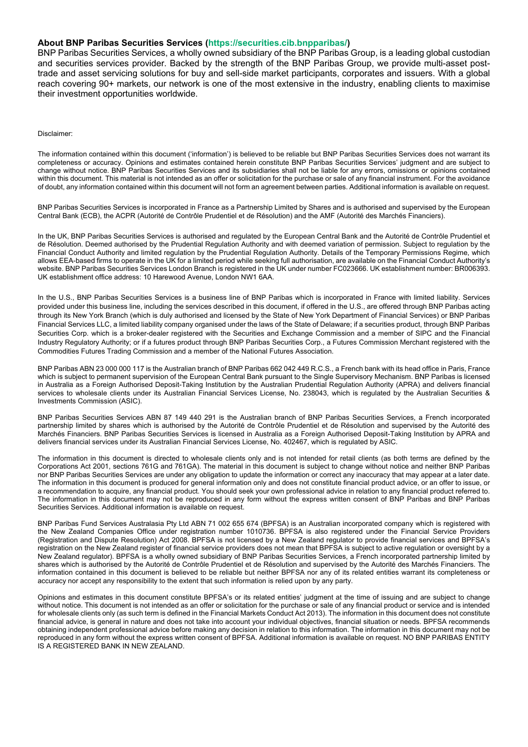## About BNP Paribas Securities Services (https://securities.cib.bnpparibas/)

BNP Paribas Securities Services, a wholly owned subsidiary of the BNP Paribas Group, is a leading global custodian and securities services provider. Backed by the strength of the BNP Paribas Group, we provide multi-asset post-trade and asset servicing solutions for buy and sell-side market participants, corporates and issuers. With a global reach covering 90+ markets, our network is one of the most extensive in the industry, enabling clients to maximise their investment opportunities worldwide.

Disclaimer:

The information contained within this document ('information') is believed to be reliable but BNP Paribas Securities Services does not warrant its completeness or accuracy. Opinions and estimates contained herein constitute BNP Paribas Securities Services' judgment and are subject to change without notice. BNP Paribas Securities Services and its subsidiaries shall not be liable for any errors, omissions or opinions contained within this document. This material is not intended as an offer or solicitation for the purchase or sale of any financial instrument. For the avoidance of doubt, any information contained within this document will not form an agreement between parties. Additional information is available on request.

BNP Paribas Securities Services is incorporated in France as a Partnership Limited by Shares and is authorised and supervised by the European Central Bank (ECB), the ACPR (Autorité de Contrôle Prudentiel et de Résolution) and the AMF (Autorité des Marchés Financiers).

In the UK, BNP Paribas Securities Services is authorised and regulated by the European Central Bank and the Autorité de Contrôle Prudentiel et de Résolution. Deemed authorised by the Prudential Regulation Authority and with deemed variation of permission. Subject to regulation by the Financial Conduct Authority and limited regulation by the Prudential Regulation Authority. Details of the Temporary Permissions Regime, which allows EEA-based firms to operate in the UK for a limited period while seeking full authorisation, are available on the Financial Conduct Authority's website. BNP Paribas Securities Services London Branch is registered in the UK under number FC023666. UK establishment number: BR006393. UK establishment office address: 10 Harewood Avenue, London NW1 6AA.

In the U.S., BNP Paribas Securities Services is a business line of BNP Paribas which is incorporated in France with limited liability. Services provided under this business line, including the services described in this document, if offered in the U.S., are offered through BNP Paribas acting through its New York Branch (which is duly authorised and licensed by the State of New York Department of Financial Services) or BNP Paribas Financial Services LLC, a limited liability company organised under the laws of the State of Delaware; if a securities product, through BNP Paribas Securities Corp. which is a broker-dealer registered with the Securities and Exchange Commission and a member of SIPC and the Financial Industry Regulatory Authority; or if a futures product through BNP Paribas Securities Corp., a Futures Commission Merchant registered with the Commodities Futures Trading Commission and a member of the National Futures Association.

BNP Paribas ABN 23 000 000 117 is the Australian branch of BNP Paribas 662 042 449 R.C.S., a French bank with its head office in Paris, France which is subject to permanent supervision of the European Central Bank pursuant to the Single Supervisory Mechanism. BNP Paribas is licensed in Australia as a Foreign Authorised Deposit-Taking Institution by the Australian Prudential Regulation Authority (APRA) and delivers financial services to wholesale clients under its Australian Financial Services License, No. 238043, which is regulated by the Australian Securities & Investments Commission (ASIC).

BNP Paribas Securities Services ABN 87 149 440 291 is the Australian branch of BNP Paribas Securities Services, a French incorporated partnership limited by shares which is authorised by the Autorité de Contrôle Prudentiel et de Résolution and supervised by the Autorité des Marchés Financiers. BNP Paribas Securities Services is licensed in Australia as a Foreign Authorised Deposit-Taking Institution by APRA and delivers financial services under its Australian Financial Services License, No. 402467, which is regulated by ASIC.

The information in this document is directed to wholesale clients only and is not intended for retail clients (as both terms are defined by the Corporations Act 2001, sections 761G and 761GA). The material in this document is subject to change without notice and neither BNP Paribas nor BNP Paribas Securities Services are under any obligation to update the information or correct any inaccuracy that may appear at a later date. The information in this document is produced for general information only and does not constitute financial product advice, or an offer to issue, or a recommendation to acquire, any financial product. You should seek your own professional advice in relation to any financial product referred to. The information in this document may not be reproduced in any form without the express written consent of BNP Paribas and BNP Paribas Securities Services. Additional information is available on request.

BNP Paribas Fund Services Australasia Pty Ltd ABN 71 002 655 674 (BPFSA) is an Australian incorporated company which is registered with the New Zealand Companies Office under registration number 1010736. BPFSA is also registered under the Financial Service Providers (Registration and Dispute Resolution) Act 2008. BPFSA is not licensed by a New Zealand regulator to provide financial services and BPFSA's registration on the New Zealand register of financial service providers does not mean that BPFSA is subject to active regulation or oversight by a New Zealand regulator). BPFSA is a wholly owned subsidiary of BNP Paribas Securities Services, a French incorporated partnership limited by shares which is authorised by the Autorité de Contrôle Prudentiel et de Résolution and supervised by the Autorité des Marchés Financiers. The information contained in this document is believed to be reliable but neither BPFSA nor any of its related entities warrant its completeness or accuracy nor accept any responsibility to the extent that such information is relied upon by any party.

Opinions and estimates in this document constitute BPFSA's or its related entities' judgment at the time of issuing and are subject to change without notice. This document is not intended as an offer or solicitation for the purchase or sale of any financial product or service and is intended for wholesale clients only (as such term is defined in the Financial Markets Conduct Act 2013). The information in this document does not constitute financial advice, is general in nature and does not take into account your individual objectives, financial situation or needs. BPFSA recommends obtaining independent professional advice before making any decision in relation to this information. The information in this document may not be reproduced in any form without the express written consent of BPFSA. Additional information is available on request. NO BNP PARIBAS ENTITY IS A REGISTERED BANK IN NEW ZEALAND.